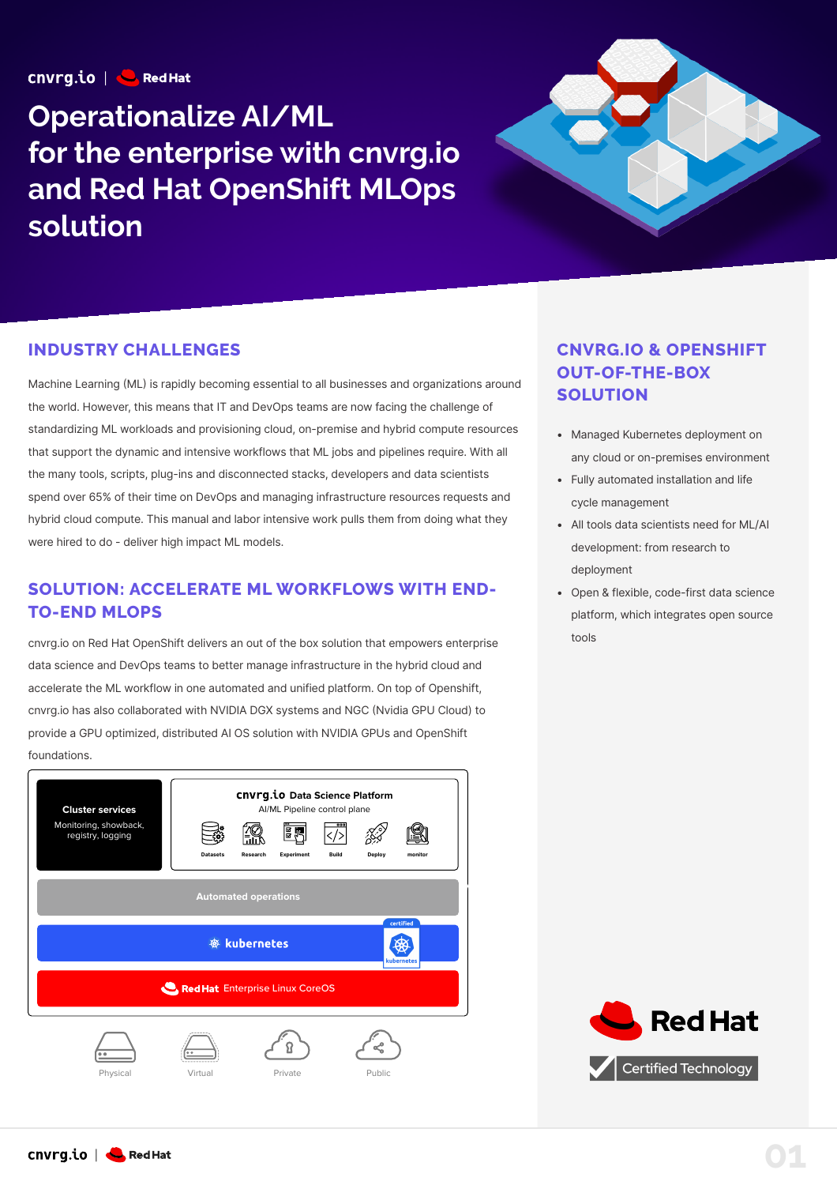cnvrg.io | Red Hat

# Operationalize AI/ML for the enterprise with cnvrg.io and Red Hat OpenShift MLOps solution

## INDUSTRY CHALLENGES

Machine Learning (ML) is rapidly becoming essential to all businesses and organizations around the world. However, this means that IT and DevOps teams are now facing the challenge of standardizing ML workloads and provisioning cloud, on-premise and hybrid compute resources that support the dynamic and intensive workflows that ML jobs and pipelines require. With all the many tools, scripts, plug-ins and disconnected stacks, developers and data scientists spend over 65% of their time on DevOps and managing infrastructure resources requests and hybrid cloud compute. This manual and labor intensive work pulls them from doing what they were hired to do - deliver high impact ML models.

## SOLUTION: ACCELERATE ML WORKFLOWS WITH END-TO-END MLOPS

cnvrg.io on Red Hat OpenShift delivers an out of the box solution that empowers enterprise data science and DevOps teams to better manage infrastructure in the hybrid cloud and accelerate the ML workflow in one automated and unified platform. On top of Openshift, cnvrg.io has also collaborated with NVIDIA DGX systems and NGC (Nvidia GPU Cloud) to provide a GPU optimized, distributed AI OS solution with NVIDIA GPUs and OpenShift foundations.

**Cluster services**
Monitoring, showback, registry, logging

**cnvrg.io Data Science Platform**
AI/ML Pipeline control plane
Datasets | Research | Experiment | Build | Deploy | monitor

Automated operations

kubernetes (certified kubernetes)

Red Hat Enterprise Linux CoreOS

Physical | Virtual | Private | Public

## CNVRG.IO & OPENSHIFT OUT-OF-THE-BOX SOLUTION

- Managed Kubernetes deployment on any cloud or on-premises environment
- Fully automated installation and life cycle management
- All tools data scientists need for ML/AI development: from research to deployment
- Open & flexible, code-first data science platform, which integrates open source tools

Red Hat
Certified Technology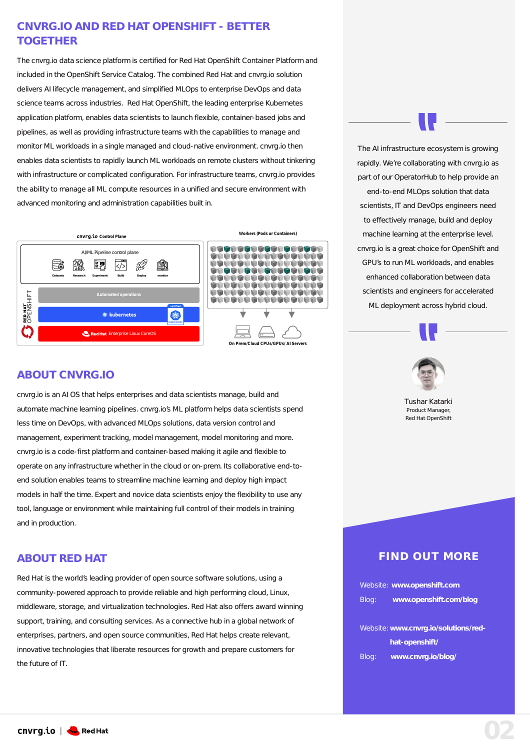## CNVRG.IO AND RED HAT OPENSHIFT - BETTER TOGETHER

The cnvrg.io data science platform is certified for Red Hat OpenShift Container Platform and included in the OpenShift Service Catalog. The combined Red Hat and cnvrg.io solution delivers AI lifecycle management, and simplified MLOps to enterprise DevOps and data science teams across industries. Red Hat OpenShift, the leading enterprise Kubernetes application platform, enables data scientists to launch flexible, container-based jobs and pipelines, as well as providing infrastructure teams with the capabilities to manage and monitor ML workloads in a single managed and cloud-native environment. cnvrg.io then enables data scientists to rapidly launch ML workloads on remote clusters without tinkering with infrastructure or complicated configuration. For infrastructure teams, cnvrg.io provides the ability to manage all ML compute resources in a unified and secure environment with advanced monitoring and administration capabilities built in.

cnvrg.io Control Plane

AI/ML Pipeline control plane

Datasets Research Experiment Build Deploy monitor

Automated operations

kubernetes

certified kubernetes

Red Hat Enterprise Linux CoreOS

RED HAT OPENSHIFT

Workers (Pods or Containers)

On Prem/Cloud CPUs/GPUs/ AI Servers

## ABOUT CNVRG.IO

cnvrg.io is an AI OS that helps enterprises and data scientists manage, build and automate machine learning pipelines. cnvrg.io's ML platform helps data scientists spend less time on DevOps, with advanced MLOps solutions, data version control and management, experiment tracking, model management, model monitoring and more. cnvrg.io is a code-first platform and container-based making it agile and flexible to operate on any infrastructure whether in the cloud or on-prem. Its collaborative end-to-end solution enables teams to streamline machine learning and deploy high impact models in half the time. Expert and novice data scientists enjoy the flexibility to use any tool, language or environment while maintaining full control of their models in training and in production.

## ABOUT RED HAT

Red Hat is the world's leading provider of open source software solutions, using a community-powered approach to provide reliable and high performing cloud, Linux, middleware, storage, and virtualization technologies. Red Hat also offers award winning support, training, and consulting services. As a connective hub in a global network of enterprises, partners, and open source communities, Red Hat helps create relevant, innovative technologies that liberate resources for growth and prepare customers for the future of IT.

> The AI infrastructure ecosystem is growing rapidly. We're collaborating with cnvrg.io as part of our OperatorHub to help provide an end-to-end MLOps solution that data scientists, IT and DevOps engineers need to effectively manage, build and deploy machine learning at the enterprise level. cnvrg.io is a great choice for OpenShift and GPU's to run ML workloads, and enables enhanced collaboration between data scientists and engineers for accelerated ML deployment across hybrid cloud.

Tushar Katarki
Product Manager,
Red Hat OpenShift

## FIND OUT MORE

Website: **www.openshift.com**
Blog: **www.openshift.com/blog**

Website: **www.cnvrg.io/solutions/red-hat-openshift/**
Blog: **www.cnvrg.io/blog/**

cnvrg.io | Red Hat